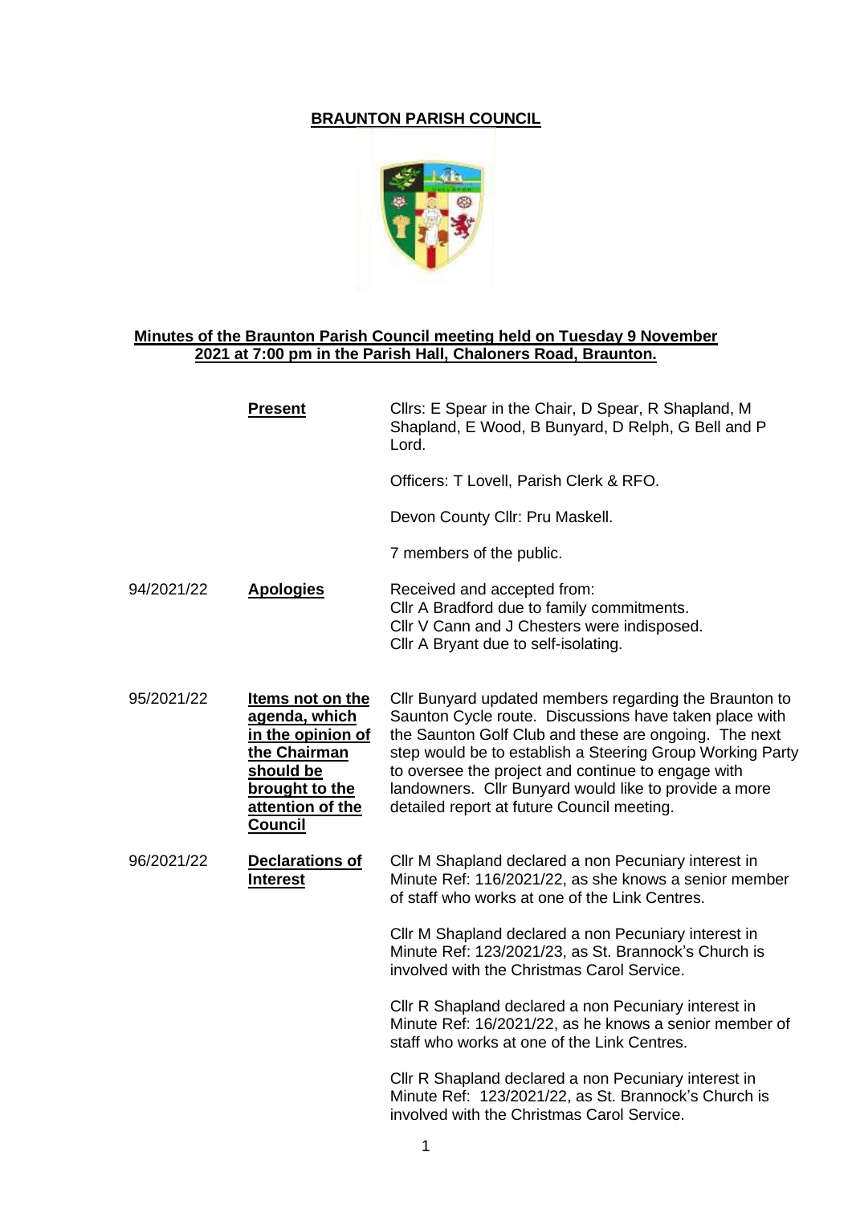# BRAUNTON PARISH COUNCIL

**Minutes of the Braunton Parish Council meeting held on Tuesday 9 November 2021 at 7:00 pm in the Parish Hall, Chaloners Road, Braunton.**

| | | |
|---|---|---|
| | **Present** | Cllrs: E Spear in the Chair, D Spear, R Shapland, M Shapland, E Wood, B Bunyard, D Relph, G Bell and P Lord.<br><br>Officers: T Lovell, Parish Clerk & RFO.<br><br>Devon County Cllr: Pru Maskell.<br><br>7 members of the public. |
| 94/2021/22 | **Apologies** | Received and accepted from:<br>Cllr A Bradford due to family commitments.<br>Cllr V Cann and J Chesters were indisposed.<br>Cllr A Bryant due to self-isolating. |
| 95/2021/22 | **Items not on the agenda, which in the opinion of the Chairman should be brought to the attention of the Council** | Cllr Bunyard updated members regarding the Braunton to Saunton Cycle route. Discussions have taken place with the Saunton Golf Club and these are ongoing. The next step would be to establish a Steering Group Working Party to oversee the project and continue to engage with landowners. Cllr Bunyard would like to provide a more detailed report at future Council meeting. |
| 96/2021/22 | **Declarations of Interest** | Cllr M Shapland declared a non Pecuniary interest in Minute Ref: 116/2021/22, as she knows a senior member of staff who works at one of the Link Centres.<br><br>Cllr M Shapland declared a non Pecuniary interest in Minute Ref: 123/2021/23, as St. Brannock's Church is involved with the Christmas Carol Service.<br><br>Cllr R Shapland declared a non Pecuniary interest in Minute Ref: 16/2021/22, as he knows a senior member of staff who works at one of the Link Centres.<br><br>Cllr R Shapland declared a non Pecuniary interest in Minute Ref: 123/2021/22, as St. Brannock's Church is involved with the Christmas Carol Service. |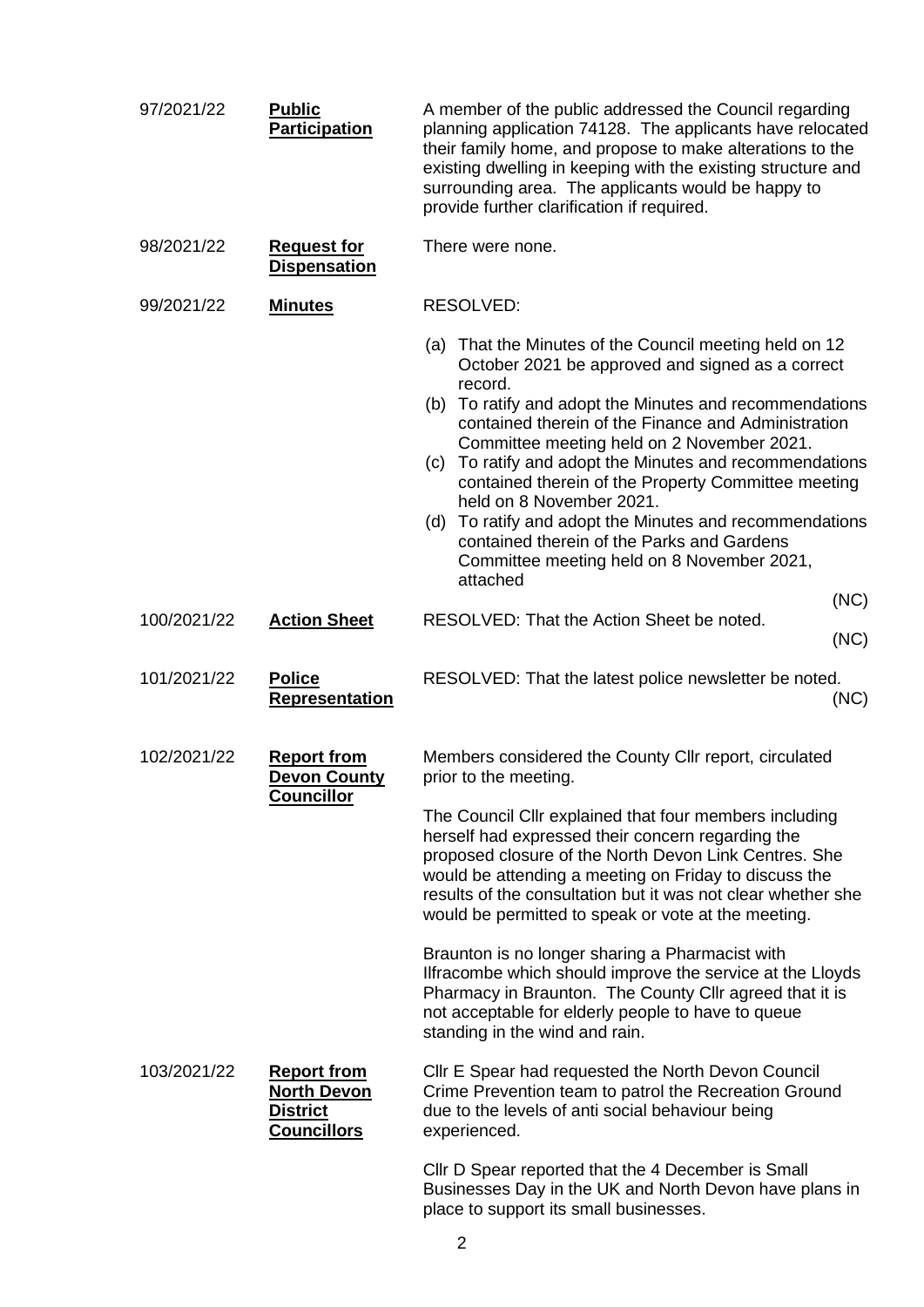| | | |
|---|---|---|
| 97/2021/22 | **Public Participation** | A member of the public addressed the Council regarding planning application 74128. The applicants have relocated their family home, and propose to make alterations to the existing dwelling in keeping with the existing structure and surrounding area. The applicants would be happy to provide further clarification if required. |
| 98/2021/22 | **Request for Dispensation** | There were none. |
| 99/2021/22 | **Minutes** | RESOLVED:<br><br>(a) That the Minutes of the Council meeting held on 12 October 2021 be approved and signed as a correct record.<br>(b) To ratify and adopt the Minutes and recommendations contained therein of the Finance and Administration Committee meeting held on 2 November 2021.<br>(c) To ratify and adopt the Minutes and recommendations contained therein of the Property Committee meeting held on 8 November 2021.<br>(d) To ratify and adopt the Minutes and recommendations contained therein of the Parks and Gardens Committee meeting held on 8 November 2021, attached<br><br>(NC) |
| 100/2021/22 | **Action Sheet** | RESOLVED: That the Action Sheet be noted.<br><br>(NC) |
| 101/2021/22 | **Police Representation** | RESOLVED: That the latest police newsletter be noted.<br><br>(NC) |
| 102/2021/22 | **Report from Devon County Councillor** | Members considered the County Cllr report, circulated prior to the meeting.<br><br>The Council Cllr explained that four members including herself had expressed their concern regarding the proposed closure of the North Devon Link Centres. She would be attending a meeting on Friday to discuss the results of the consultation but it was not clear whether she would be permitted to speak or vote at the meeting.<br><br>Braunton is no longer sharing a Pharmacist with Ilfracombe which should improve the service at the Lloyds Pharmacy in Braunton. The County Cllr agreed that it is not acceptable for elderly people to have to queue standing in the wind and rain. |
| 103/2021/22 | **Report from North Devon District Councillors** | Cllr E Spear had requested the North Devon Council Crime Prevention team to patrol the Recreation Ground due to the levels of anti social behaviour being experienced.<br><br>Cllr D Spear reported that the 4 December is Small Businesses Day in the UK and North Devon have plans in place to support its small businesses. |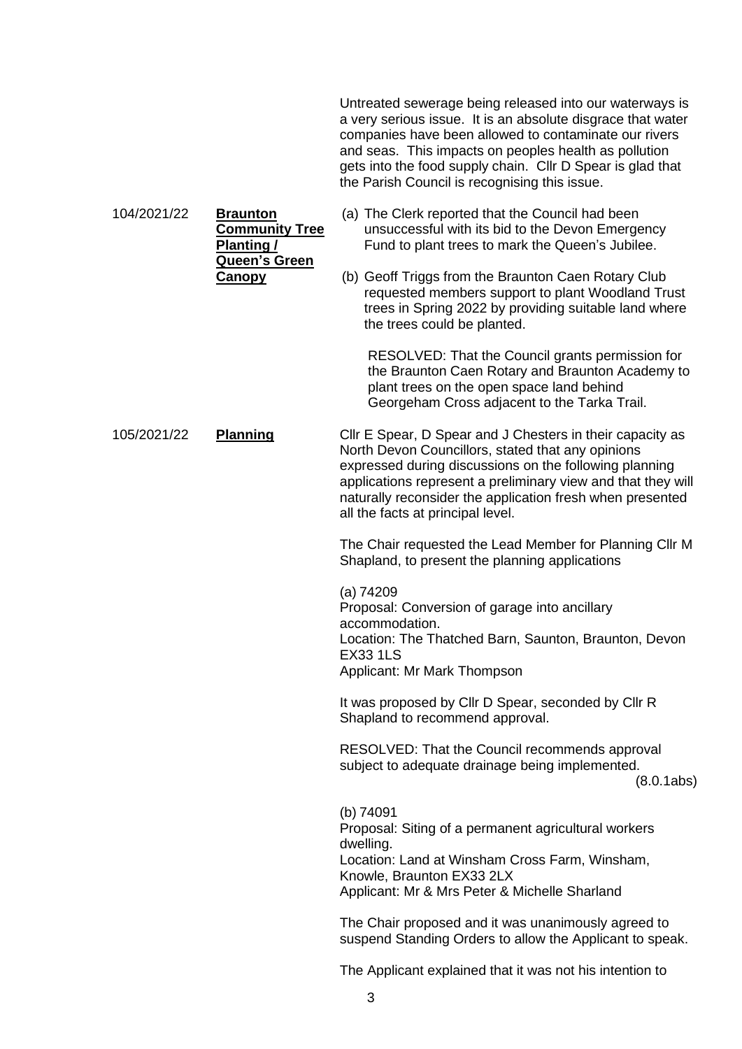Untreated sewerage being released into our waterways is a very serious issue. It is an absolute disgrace that water companies have been allowed to contaminate our rivers and seas. This impacts on peoples health as pollution gets into the food supply chain. Cllr D Spear is glad that the Parish Council is recognising this issue.

**104/2021/22 — Braunton Community Tree Planting / Queen's Green Canopy**

(a) The Clerk reported that the Council had been unsuccessful with its bid to the Devon Emergency Fund to plant trees to mark the Queen's Jubilee.

(b) Geoff Triggs from the Braunton Caen Rotary Club requested members support to plant Woodland Trust trees in Spring 2022 by providing suitable land where the trees could be planted.

RESOLVED: That the Council grants permission for the Braunton Caen Rotary and Braunton Academy to plant trees on the open space land behind Georgeham Cross adjacent to the Tarka Trail.

**105/2021/22 — Planning**

Cllr E Spear, D Spear and J Chesters in their capacity as North Devon Councillors, stated that any opinions expressed during discussions on the following planning applications represent a preliminary view and that they will naturally reconsider the application fresh when presented all the facts at principal level.

The Chair requested the Lead Member for Planning Cllr M Shapland, to present the planning applications

(a) 74209
Proposal: Conversion of garage into ancillary accommodation.
Location: The Thatched Barn, Saunton, Braunton, Devon EX33 1LS
Applicant: Mr Mark Thompson

It was proposed by Cllr D Spear, seconded by Cllr R Shapland to recommend approval.

RESOLVED: That the Council recommends approval subject to adequate drainage being implemented.
(8.0.1abs)

(b) 74091
Proposal: Siting of a permanent agricultural workers dwelling.
Location: Land at Winsham Cross Farm, Winsham, Knowle, Braunton EX33 2LX
Applicant: Mr & Mrs Peter & Michelle Sharland

The Chair proposed and it was unanimously agreed to suspend Standing Orders to allow the Applicant to speak.

The Applicant explained that it was not his intention to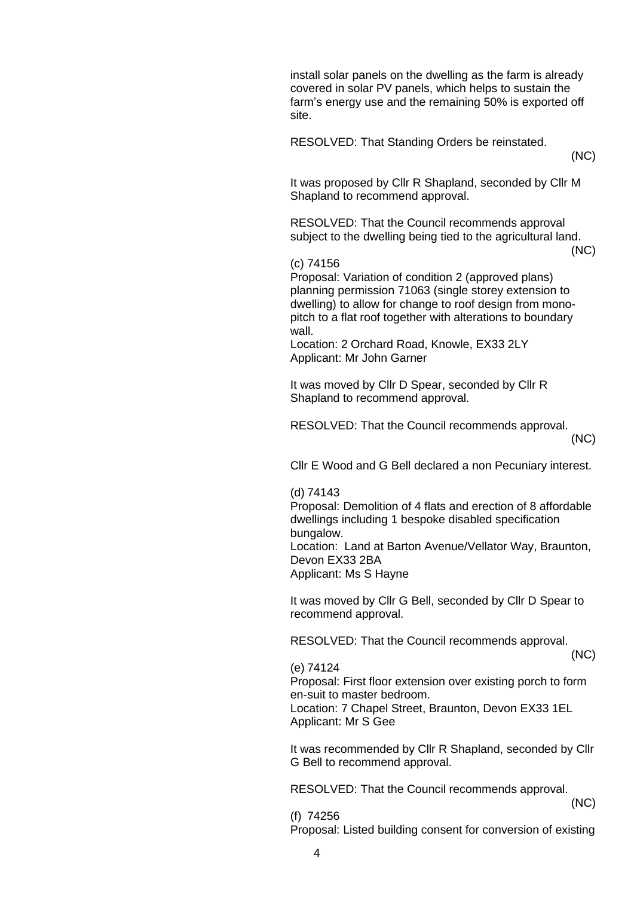install solar panels on the dwelling as the farm is already covered in solar PV panels, which helps to sustain the farm's energy use and the remaining 50% is exported off site.

RESOLVED: That Standing Orders be reinstated.

(NC)

It was proposed by Cllr R Shapland, seconded by Cllr M Shapland to recommend approval.

RESOLVED: That the Council recommends approval subject to the dwelling being tied to the agricultural land.

(NC)

(c) 74156
Proposal: Variation of condition 2 (approved plans) planning permission 71063 (single storey extension to dwelling) to allow for change to roof design from mono-pitch to a flat roof together with alterations to boundary wall.
Location: 2 Orchard Road, Knowle, EX33 2LY
Applicant: Mr John Garner

It was moved by Cllr D Spear, seconded by Cllr R Shapland to recommend approval.

RESOLVED: That the Council recommends approval.

(NC)

Cllr E Wood and G Bell declared a non Pecuniary interest.

(d) 74143
Proposal: Demolition of 4 flats and erection of 8 affordable dwellings including 1 bespoke disabled specification bungalow.
Location: Land at Barton Avenue/Vellator Way, Braunton, Devon EX33 2BA
Applicant: Ms S Hayne

It was moved by Cllr G Bell, seconded by Cllr D Spear to recommend approval.

RESOLVED: That the Council recommends approval.

(NC)

(e) 74124
Proposal: First floor extension over existing porch to form en-suit to master bedroom.
Location: 7 Chapel Street, Braunton, Devon EX33 1EL
Applicant: Mr S Gee

It was recommended by Cllr R Shapland, seconded by Cllr G Bell to recommend approval.

RESOLVED: That the Council recommends approval.

(NC)

(f) 74256
Proposal: Listed building consent for conversion of existing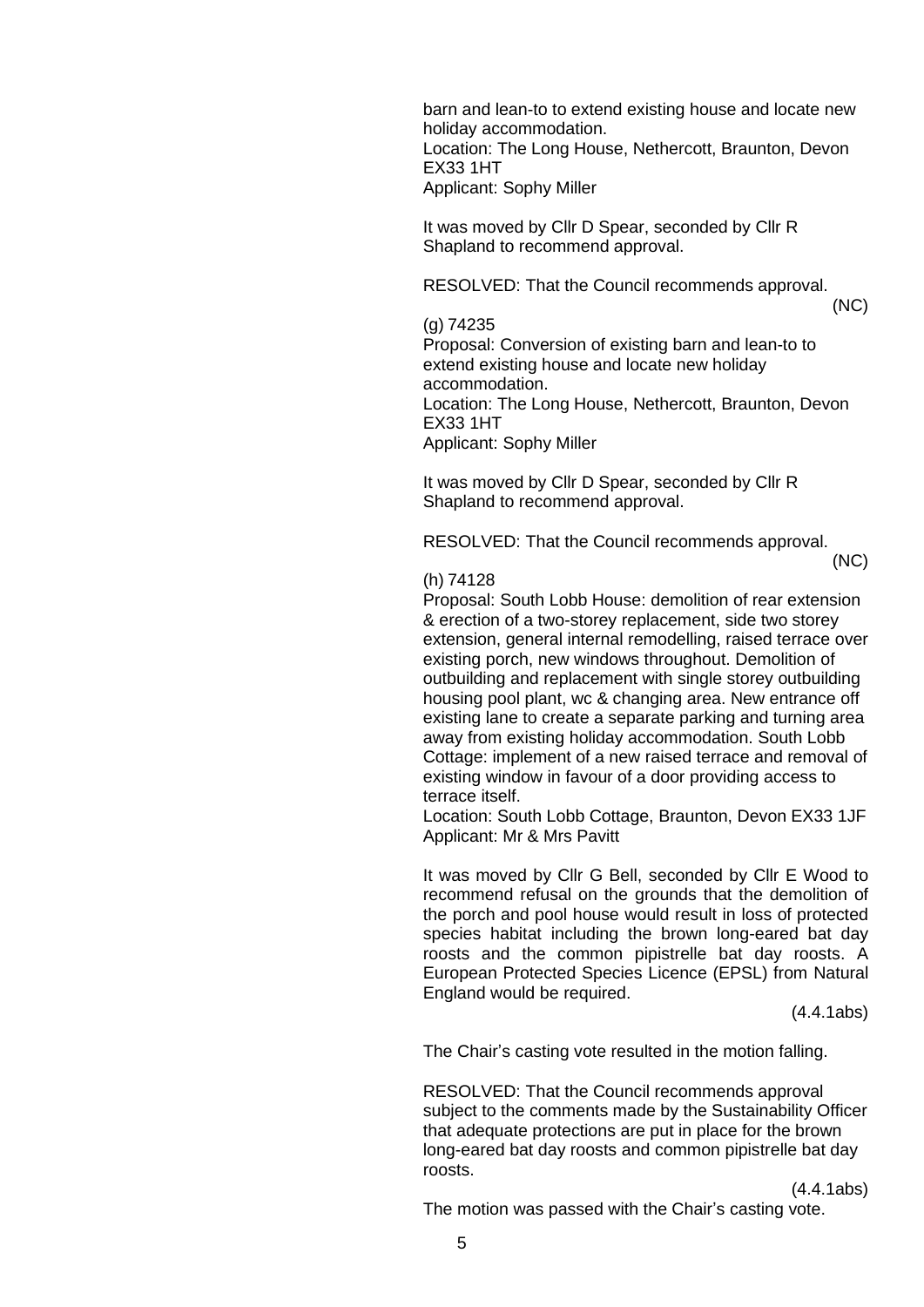barn and lean-to to extend existing house and locate new holiday accommodation.
Location: The Long House, Nethercott, Braunton, Devon EX33 1HT
Applicant: Sophy Miller

It was moved by Cllr D Spear, seconded by Cllr R Shapland to recommend approval.

RESOLVED: That the Council recommends approval.

(NC)

(g) 74235
Proposal: Conversion of existing barn and lean-to to extend existing house and locate new holiday accommodation.
Location: The Long House, Nethercott, Braunton, Devon EX33 1HT
Applicant: Sophy Miller

It was moved by Cllr D Spear, seconded by Cllr R Shapland to recommend approval.

RESOLVED: That the Council recommends approval.

(NC)

(h) 74128
Proposal: South Lobb House: demolition of rear extension & erection of a two-storey replacement, side two storey extension, general internal remodelling, raised terrace over existing porch, new windows throughout. Demolition of outbuilding and replacement with single storey outbuilding housing pool plant, wc & changing area. New entrance off existing lane to create a separate parking and turning area away from existing holiday accommodation. South Lobb Cottage: implement of a new raised terrace and removal of existing window in favour of a door providing access to terrace itself.
Location: South Lobb Cottage, Braunton, Devon EX33 1JF
Applicant: Mr & Mrs Pavitt

It was moved by Cllr G Bell, seconded by Cllr E Wood to recommend refusal on the grounds that the demolition of the porch and pool house would result in loss of protected species habitat including the brown long-eared bat day roosts and the common pipistrelle bat day roosts. A European Protected Species Licence (EPSL) from Natural England would be required.

(4.4.1abs)

The Chair's casting vote resulted in the motion falling.

RESOLVED: That the Council recommends approval subject to the comments made by the Sustainability Officer that adequate protections are put in place for the brown long-eared bat day roosts and common pipistrelle bat day roosts.

(4.4.1abs)

The motion was passed with the Chair's casting vote.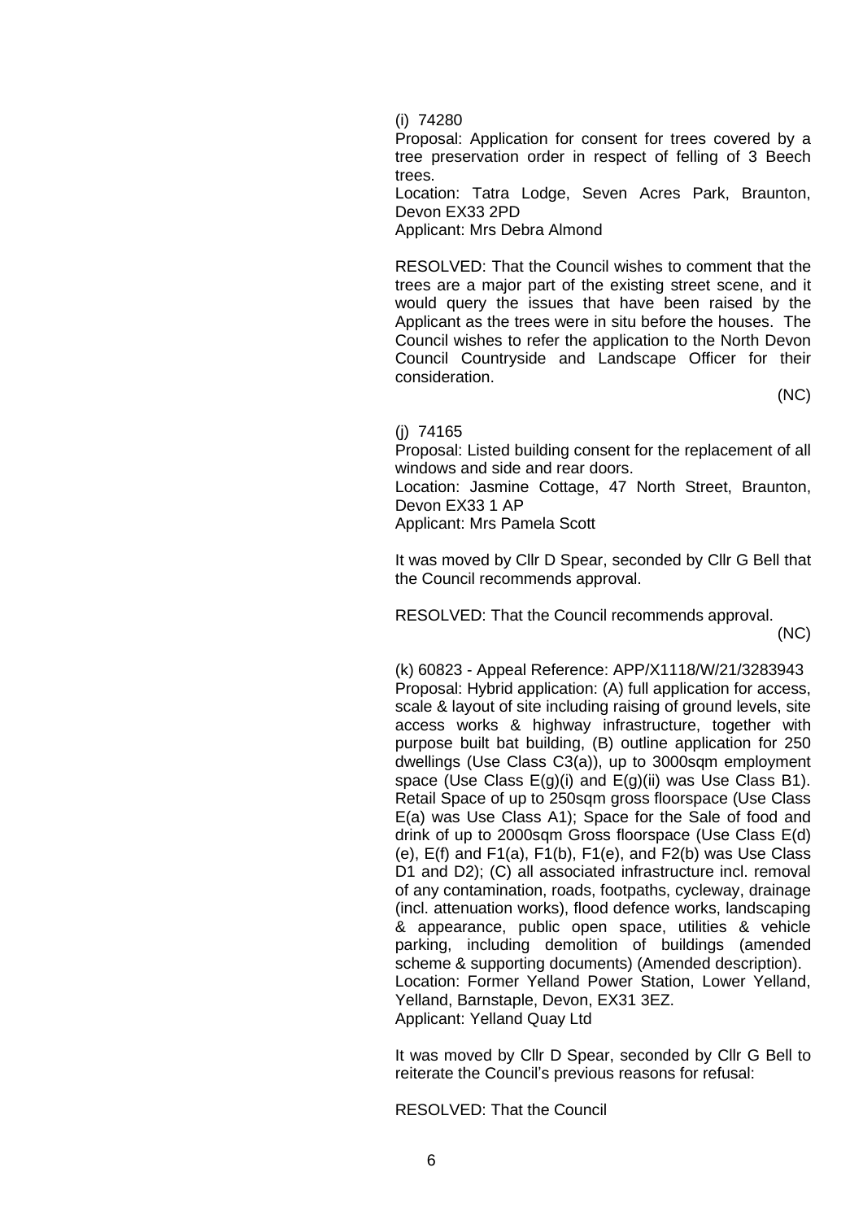(i) 74280

Proposal: Application for consent for trees covered by a tree preservation order in respect of felling of 3 Beech trees.

Location: Tatra Lodge, Seven Acres Park, Braunton, Devon EX33 2PD

Applicant: Mrs Debra Almond

RESOLVED: That the Council wishes to comment that the trees are a major part of the existing street scene, and it would query the issues that have been raised by the Applicant as the trees were in situ before the houses. The Council wishes to refer the application to the North Devon Council Countryside and Landscape Officer for their consideration.

(NC)

(j) 74165

Proposal: Listed building consent for the replacement of all windows and side and rear doors.

Location: Jasmine Cottage, 47 North Street, Braunton, Devon EX33 1 AP

Applicant: Mrs Pamela Scott

It was moved by Cllr D Spear, seconded by Cllr G Bell that the Council recommends approval.

RESOLVED: That the Council recommends approval.

(NC)

(k) 60823 - Appeal Reference: APP/X1118/W/21/3283943

Proposal: Hybrid application: (A) full application for access, scale & layout of site including raising of ground levels, site access works & highway infrastructure, together with purpose built bat building, (B) outline application for 250 dwellings (Use Class C3(a)), up to 3000sqm employment space (Use Class E(g)(i) and E(g)(ii) was Use Class B1). Retail Space of up to 250sqm gross floorspace (Use Class E(a) was Use Class A1); Space for the Sale of food and drink of up to 2000sqm Gross floorspace (Use Class E(d) (e), E(f) and F1(a), F1(b), F1(e), and F2(b) was Use Class D1 and D2); (C) all associated infrastructure incl. removal of any contamination, roads, footpaths, cycleway, drainage (incl. attenuation works), flood defence works, landscaping & appearance, public open space, utilities & vehicle parking, including demolition of buildings (amended scheme & supporting documents) (Amended description).

Location: Former Yelland Power Station, Lower Yelland, Yelland, Barnstaple, Devon, EX31 3EZ.

Applicant: Yelland Quay Ltd

It was moved by Cllr D Spear, seconded by Cllr G Bell to reiterate the Council's previous reasons for refusal:

RESOLVED: That the Council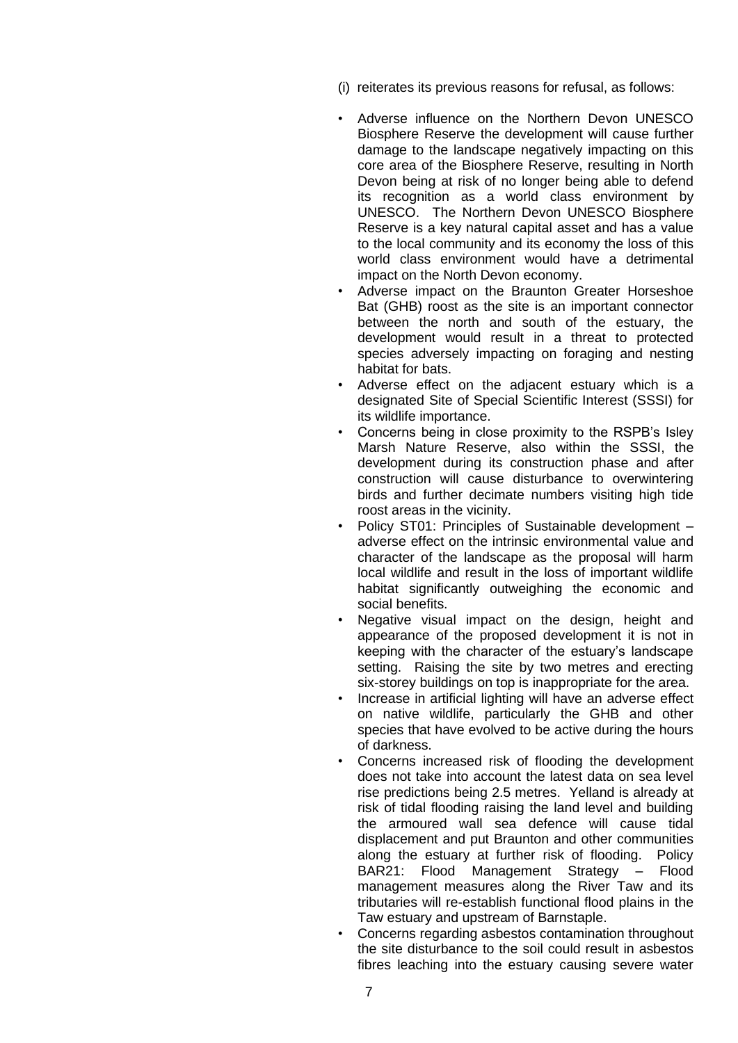(i) reiterates its previous reasons for refusal, as follows:

- Adverse influence on the Northern Devon UNESCO Biosphere Reserve the development will cause further damage to the landscape negatively impacting on this core area of the Biosphere Reserve, resulting in North Devon being at risk of no longer being able to defend its recognition as a world class environment by UNESCO. The Northern Devon UNESCO Biosphere Reserve is a key natural capital asset and has a value to the local community and its economy the loss of this world class environment would have a detrimental impact on the North Devon economy.
- Adverse impact on the Braunton Greater Horseshoe Bat (GHB) roost as the site is an important connector between the north and south of the estuary, the development would result in a threat to protected species adversely impacting on foraging and nesting habitat for bats.
- Adverse effect on the adjacent estuary which is a designated Site of Special Scientific Interest (SSSI) for its wildlife importance.
- Concerns being in close proximity to the RSPB's Isley Marsh Nature Reserve, also within the SSSI, the development during its construction phase and after construction will cause disturbance to overwintering birds and further decimate numbers visiting high tide roost areas in the vicinity.
- Policy ST01: Principles of Sustainable development – adverse effect on the intrinsic environmental value and character of the landscape as the proposal will harm local wildlife and result in the loss of important wildlife habitat significantly outweighing the economic and social benefits.
- Negative visual impact on the design, height and appearance of the proposed development it is not in keeping with the character of the estuary's landscape setting. Raising the site by two metres and erecting six-storey buildings on top is inappropriate for the area.
- Increase in artificial lighting will have an adverse effect on native wildlife, particularly the GHB and other species that have evolved to be active during the hours of darkness.
- Concerns increased risk of flooding the development does not take into account the latest data on sea level rise predictions being 2.5 metres. Yelland is already at risk of tidal flooding raising the land level and building the armoured wall sea defence will cause tidal displacement and put Braunton and other communities along the estuary at further risk of flooding. Policy BAR21: Flood Management Strategy – Flood management measures along the River Taw and its tributaries will re-establish functional flood plains in the Taw estuary and upstream of Barnstaple.
- Concerns regarding asbestos contamination throughout the site disturbance to the soil could result in asbestos fibres leaching into the estuary causing severe water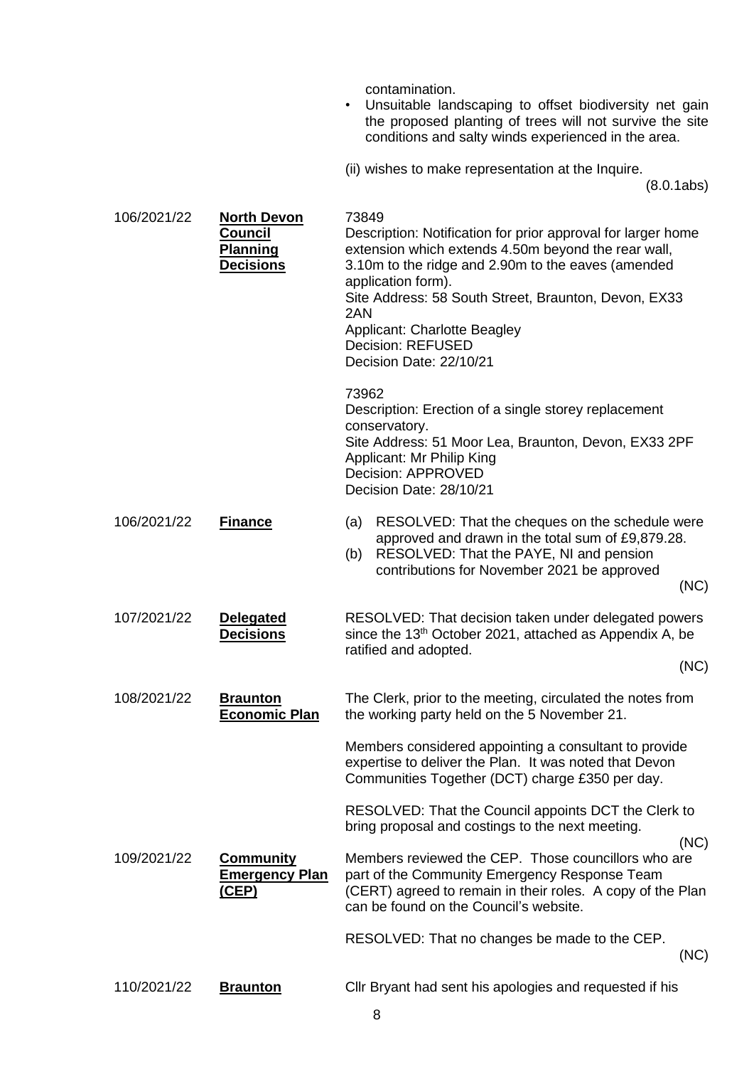contamination.

- Unsuitable landscaping to offset biodiversity net gain the proposed planting of trees will not survive the site conditions and salty winds experienced in the area.

(ii) wishes to make representation at the Inquire.

(8.0.1abs)

| | | |
|---|---|---|
| 106/2021/22 | **North Devon Council Planning Decisions** | 73849<br>Description: Notification for prior approval for larger home extension which extends 4.50m beyond the rear wall, 3.10m to the ridge and 2.90m to the eaves (amended application form).<br>Site Address: 58 South Street, Braunton, Devon, EX33 2AN<br>Applicant: Charlotte Beagley<br>Decision: REFUSED<br>Decision Date: 22/10/21<br><br>73962<br>Description: Erection of a single storey replacement conservatory.<br>Site Address: 51 Moor Lea, Braunton, Devon, EX33 2PF<br>Applicant: Mr Philip King<br>Decision: APPROVED<br>Decision Date: 28/10/21 |
| 106/2021/22 | **Finance** | (a) RESOLVED: That the cheques on the schedule were approved and drawn in the total sum of £9,879.28.<br>(b) RESOLVED: That the PAYE, NI and pension contributions for November 2021 be approved<br>(NC) |
| 107/2021/22 | **Delegated Decisions** | RESOLVED: That decision taken under delegated powers since the 13th October 2021, attached as Appendix A, be ratified and adopted.<br>(NC) |
| 108/2021/22 | **Braunton Economic Plan** | The Clerk, prior to the meeting, circulated the notes from the working party held on the 5 November 21.<br><br>Members considered appointing a consultant to provide expertise to deliver the Plan. It was noted that Devon Communities Together (DCT) charge £350 per day.<br><br>RESOLVED: That the Council appoints DCT the Clerk to bring proposal and costings to the next meeting.<br>(NC) |
| 109/2021/22 | **Community Emergency Plan (CEP)** | Members reviewed the CEP. Those councillors who are part of the Community Emergency Response Team (CERT) agreed to remain in their roles. A copy of the Plan can be found on the Council's website.<br><br>RESOLVED: That no changes be made to the CEP.<br>(NC) |
| 110/2021/22 | **Braunton** | Cllr Bryant had sent his apologies and requested if his |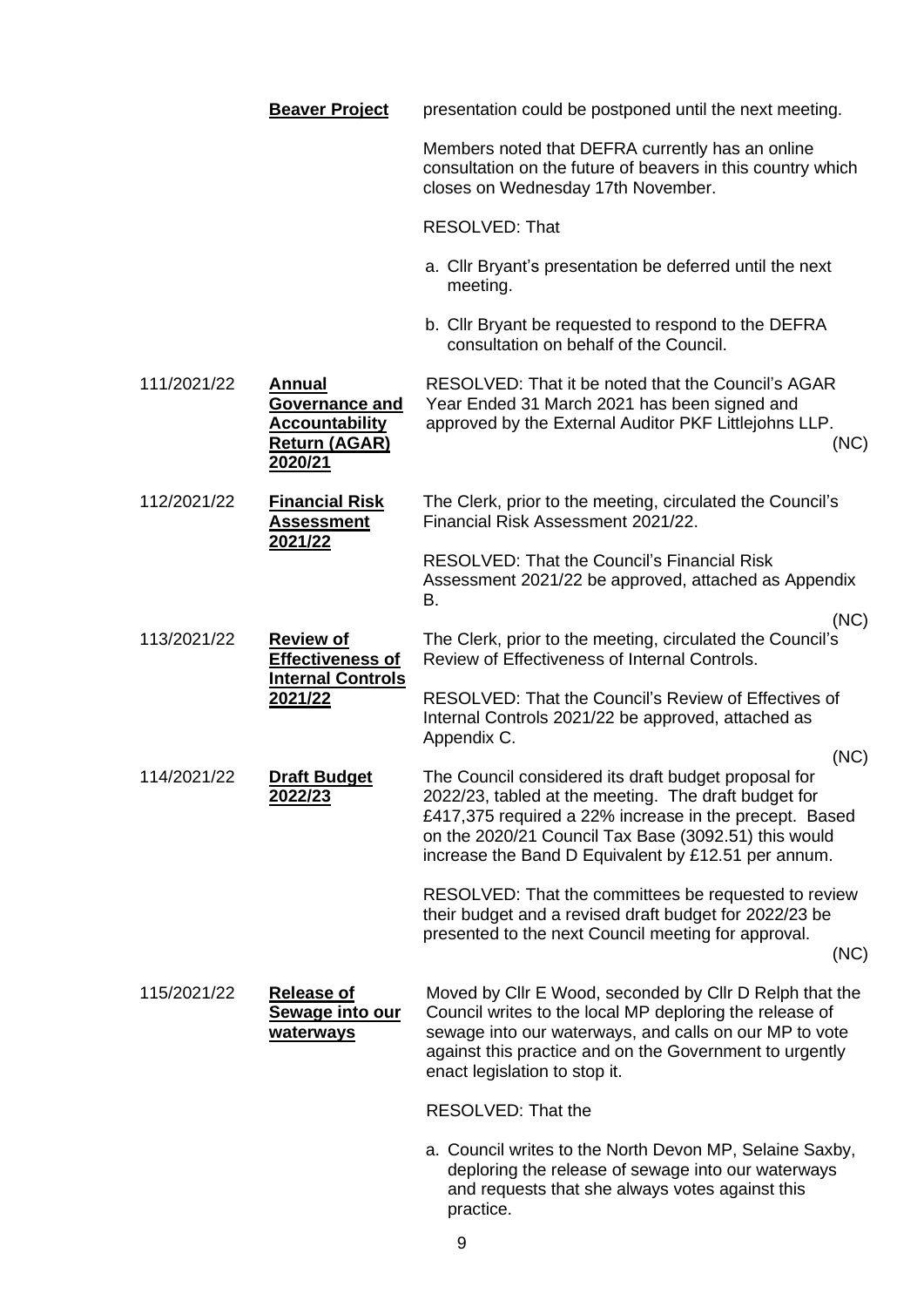**Beaver Project**

presentation could be postponed until the next meeting.

Members noted that DEFRA currently has an online consultation on the future of beavers in this country which closes on Wednesday 17th November.

RESOLVED: That

a. Cllr Bryant's presentation be deferred until the next meeting.

b. Cllr Bryant be requested to respond to the DEFRA consultation on behalf of the Council.

**111/2021/22 Annual Governance and Accountability Return (AGAR) 2020/21**

RESOLVED: That it be noted that the Council's AGAR Year Ended 31 March 2021 has been signed and approved by the External Auditor PKF Littlejohns LLP.

(NC)

**112/2021/22 Financial Risk Assessment 2021/22**

The Clerk, prior to the meeting, circulated the Council's Financial Risk Assessment 2021/22.

RESOLVED: That the Council's Financial Risk Assessment 2021/22 be approved, attached as Appendix B.

(NC)

**113/2021/22 Review of Effectiveness of Internal Controls 2021/22**

The Clerk, prior to the meeting, circulated the Council's Review of Effectiveness of Internal Controls.

RESOLVED: That the Council's Review of Effectives of Internal Controls 2021/22 be approved, attached as Appendix C.

(NC)

**114/2021/22 Draft Budget 2022/23**

The Council considered its draft budget proposal for 2022/23, tabled at the meeting. The draft budget for £417,375 required a 22% increase in the precept. Based on the 2020/21 Council Tax Base (3092.51) this would increase the Band D Equivalent by £12.51 per annum.

RESOLVED: That the committees be requested to review their budget and a revised draft budget for 2022/23 be presented to the next Council meeting for approval.

(NC)

**115/2021/22 Release of Sewage into our waterways**

Moved by Cllr E Wood, seconded by Cllr D Relph that the Council writes to the local MP deploring the release of sewage into our waterways, and calls on our MP to vote against this practice and on the Government to urgently enact legislation to stop it.

RESOLVED: That the

a. Council writes to the North Devon MP, Selaine Saxby, deploring the release of sewage into our waterways and requests that she always votes against this practice.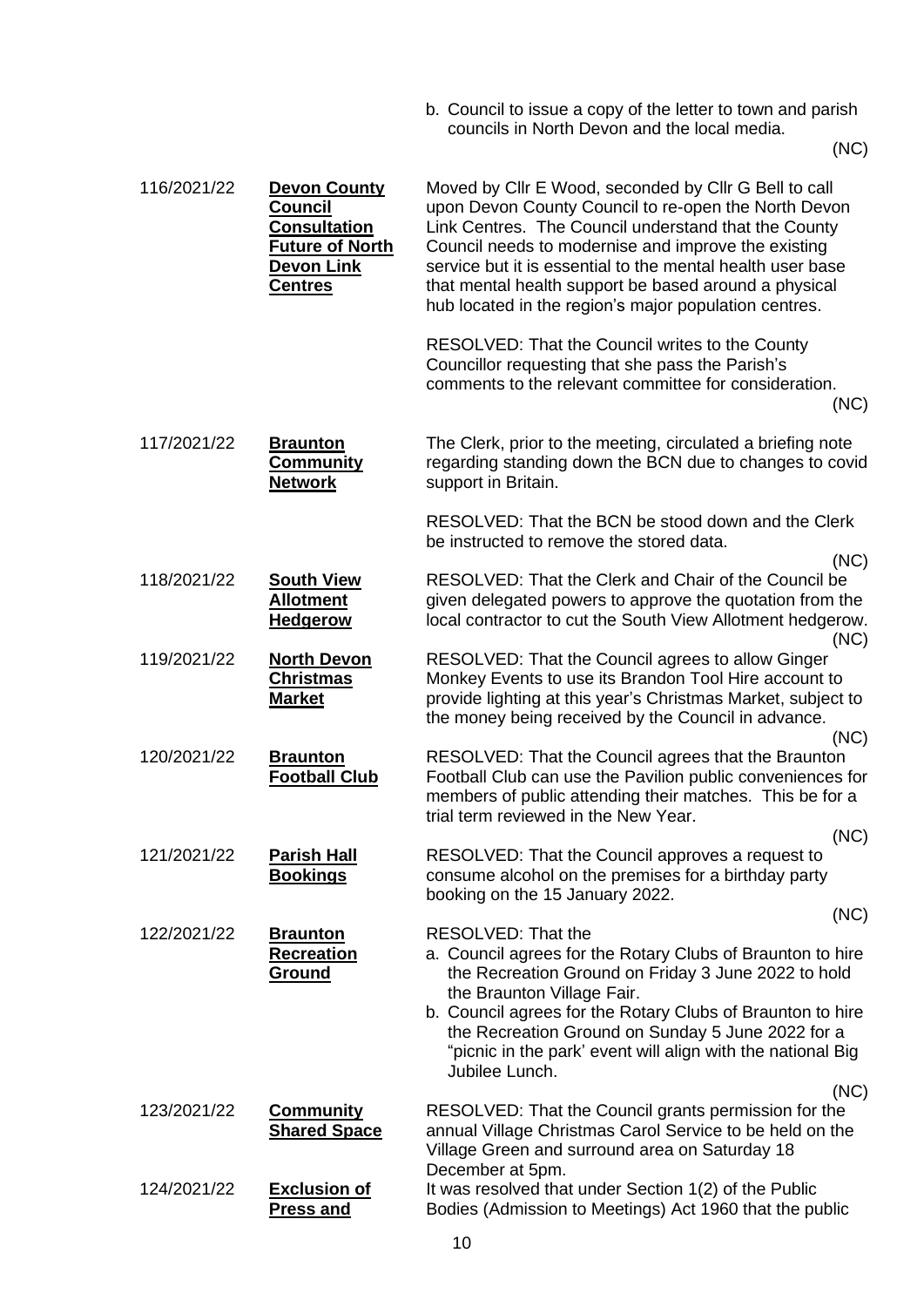b. Council to issue a copy of the letter to town and parish councils in North Devon and the local media.

(NC)

| | | |
|---|---|---|
| 116/2021/22 | **Devon County Council Consultation Future of North Devon Link Centres** | Moved by Cllr E Wood, seconded by Cllr G Bell to call upon Devon County Council to re-open the North Devon Link Centres. The Council understand that the County Council needs to modernise and improve the existing service but it is essential to the mental health user base that mental health support be based around a physical hub located in the region's major population centres.<br><br>RESOLVED: That the Council writes to the County Councillor requesting that she pass the Parish's comments to the relevant committee for consideration.<br>(NC) |
| 117/2021/22 | **Braunton Community Network** | The Clerk, prior to the meeting, circulated a briefing note regarding standing down the BCN due to changes to covid support in Britain.<br><br>RESOLVED: That the BCN be stood down and the Clerk be instructed to remove the stored data.<br>(NC) |
| 118/2021/22 | **South View Allotment Hedgerow** | RESOLVED: That the Clerk and Chair of the Council be given delegated powers to approve the quotation from the local contractor to cut the South View Allotment hedgerow.<br>(NC) |
| 119/2021/22 | **North Devon Christmas Market** | RESOLVED: That the Council agrees to allow Ginger Monkey Events to use its Brandon Tool Hire account to provide lighting at this year's Christmas Market, subject to the money being received by the Council in advance.<br>(NC) |
| 120/2021/22 | **Braunton Football Club** | RESOLVED: That the Council agrees that the Braunton Football Club can use the Pavilion public conveniences for members of public attending their matches. This be for a trial term reviewed in the New Year.<br>(NC) |
| 121/2021/22 | **Parish Hall Bookings** | RESOLVED: That the Council approves a request to consume alcohol on the premises for a birthday party booking on the 15 January 2022.<br>(NC) |
| 122/2021/22 | **Braunton Recreation Ground** | RESOLVED: That the<br>a. Council agrees for the Rotary Clubs of Braunton to hire the Recreation Ground on Friday 3 June 2022 to hold the Braunton Village Fair.<br>b. Council agrees for the Rotary Clubs of Braunton to hire the Recreation Ground on Sunday 5 June 2022 for a "picnic in the park' event will align with the national Big Jubilee Lunch.<br>(NC) |
| 123/2021/22 | **Community Shared Space** | RESOLVED: That the Council grants permission for the annual Village Christmas Carol Service to be held on the Village Green and surround area on Saturday 18 December at 5pm. |
| 124/2021/22 | **Exclusion of Press and** | It was resolved that under Section 1(2) of the Public Bodies (Admission to Meetings) Act 1960 that the public |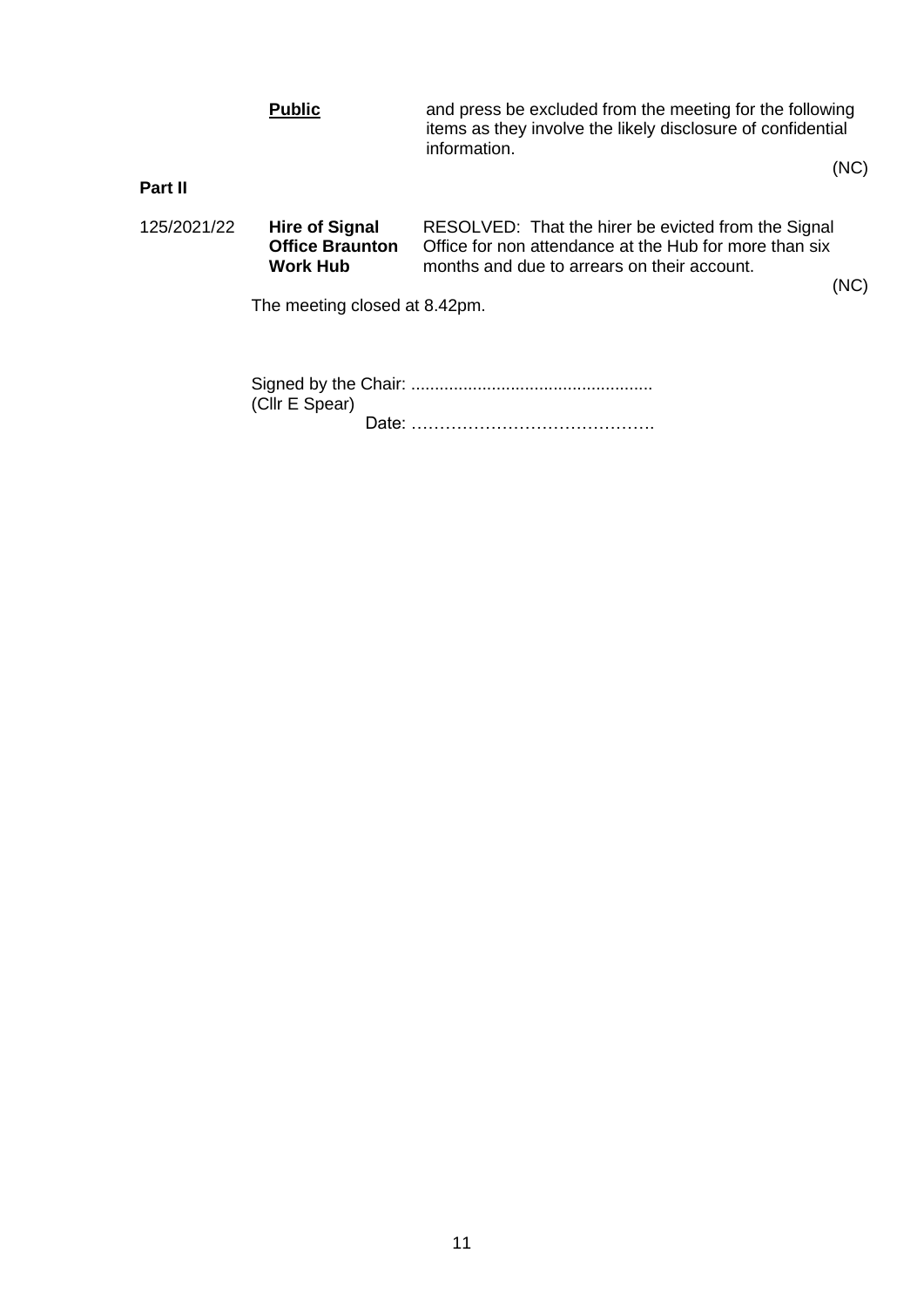| | | |
|---|---|---|
| | **Public** | and press be excluded from the meeting for the following items as they involve the likely disclosure of confidential information. (NC) |

**Part II**

| | | |
|---|---|---|
| 125/2021/22 | **Hire of Signal Office Braunton Work Hub** | RESOLVED: That the hirer be evicted from the Signal Office for non attendance at the Hub for more than six months and due to arrears on their account. (NC) |

The meeting closed at 8.42pm.

Signed by the Chair: ..................................................
(Cllr E Spear)
Date: …………………………………….